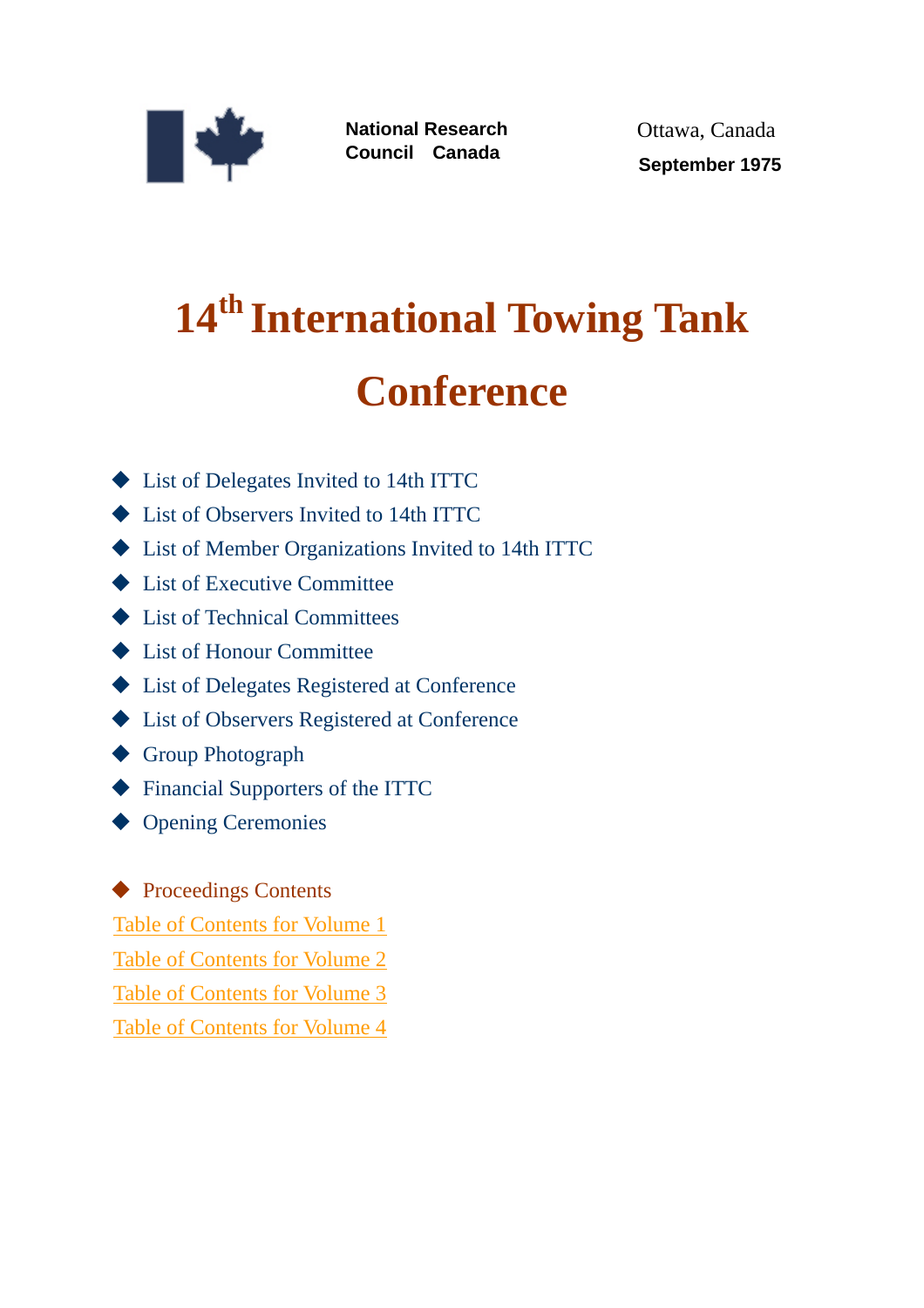National Research Council Canada

Ottawa, Canada

**September 1975**

# 14th International Towing Tank Conference

- List of Delegates Invited to 14th ITTC
- List of Observers Invited to 14th ITTC
- List of Member Organizations Invited to 14th ITTC
- List of Executive Committee
- List of Technical Committees
- List of Honour Committee
- List of Delegates Registered at Conference
- List of Observers Registered at Conference
- Group Photograph
- Financial Supporters of the ITTC
- Opening Ceremonies

- Proceedings Contents

Table of Contents for Volume 1

Table of Contents for Volume 2

Table of Contents for Volume 3

Table of Contents for Volume 4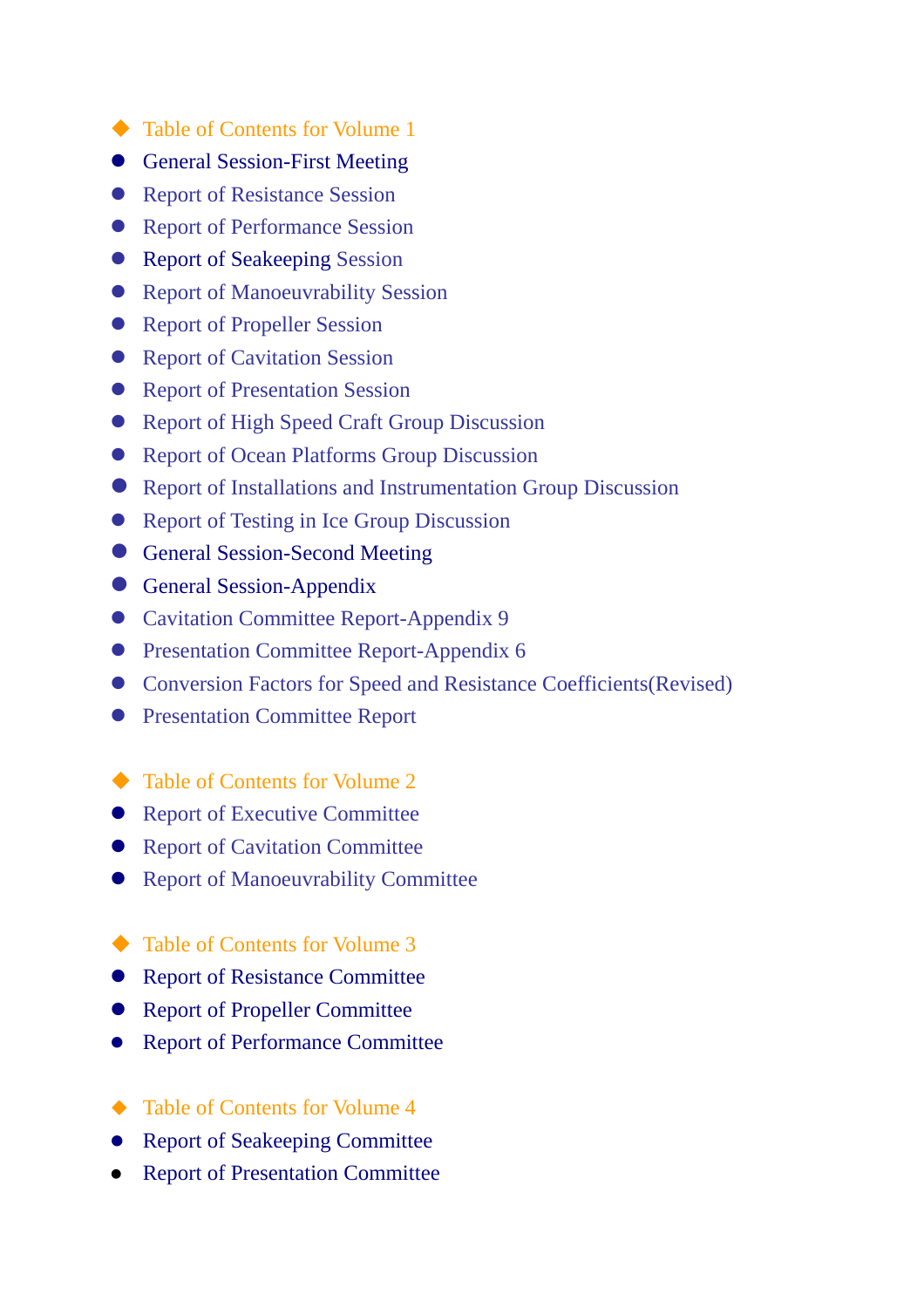## Table of Contents for Volume 1

- General Session-First Meeting
- Report of Resistance Session
- Report of Performance Session
- Report of Seakeeping Session
- Report of Manoeuvrability Session
- Report of Propeller Session
- Report of Cavitation Session
- Report of Presentation Session
- Report of High Speed Craft Group Discussion
- Report of Ocean Platforms Group Discussion
- Report of Installations and Instrumentation Group Discussion
- Report of Testing in Ice Group Discussion
- General Session-Second Meeting
- General Session-Appendix
- Cavitation Committee Report-Appendix 9
- Presentation Committee Report-Appendix 6
- Conversion Factors for Speed and Resistance Coefficients(Revised)
- Presentation Committee Report

## Table of Contents for Volume 2

- Report of Executive Committee
- Report of Cavitation Committee
- Report of Manoeuvrability Committee

## Table of Contents for Volume 3

- Report of Resistance Committee
- Report of Propeller Committee
- Report of Performance Committee

## Table of Contents for Volume 4

- Report of Seakeeping Committee
- Report of Presentation Committee